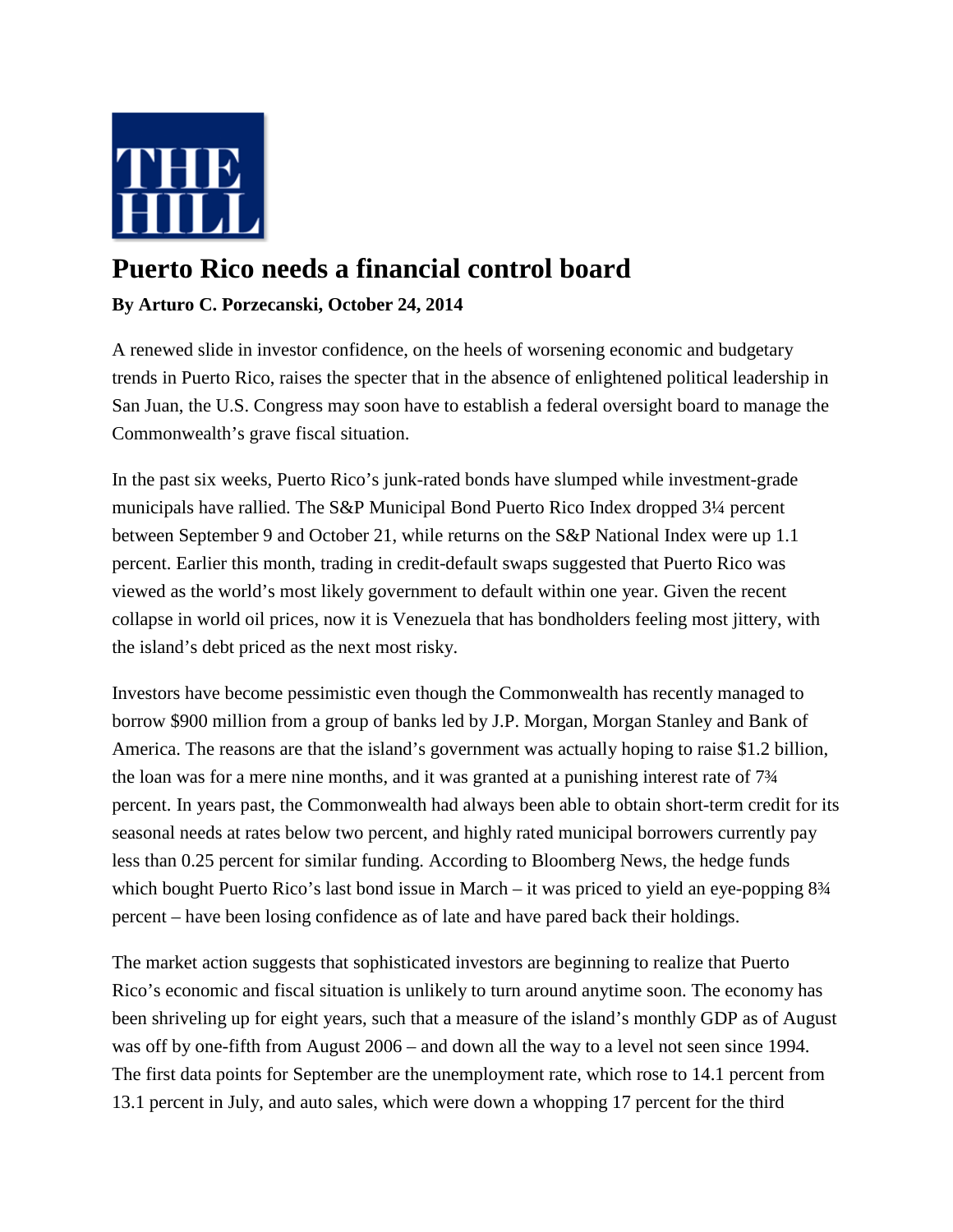THE HILL

# Puerto Rico needs a financial control board

**By Arturo C. Porzecanski, October 24, 2014**

A renewed slide in investor confidence, on the heels of worsening economic and budgetary trends in Puerto Rico, raises the specter that in the absence of enlightened political leadership in San Juan, the U.S. Congress may soon have to establish a federal oversight board to manage the Commonwealth's grave fiscal situation.

In the past six weeks, Puerto Rico's junk-rated bonds have slumped while investment-grade municipals have rallied. The S&P Municipal Bond Puerto Rico Index dropped 3¼ percent between September 9 and October 21, while returns on the S&P National Index were up 1.1 percent. Earlier this month, trading in credit-default swaps suggested that Puerto Rico was viewed as the world's most likely government to default within one year. Given the recent collapse in world oil prices, now it is Venezuela that has bondholders feeling most jittery, with the island's debt priced as the next most risky.

Investors have become pessimistic even though the Commonwealth has recently managed to borrow $900 million from a group of banks led by J.P. Morgan, Morgan Stanley and Bank of America. The reasons are that the island's government was actually hoping to raise $1.2 billion, the loan was for a mere nine months, and it was granted at a punishing interest rate of 7¾ percent. In years past, the Commonwealth had always been able to obtain short-term credit for its seasonal needs at rates below two percent, and highly rated municipal borrowers currently pay less than 0.25 percent for similar funding. According to Bloomberg News, the hedge funds which bought Puerto Rico's last bond issue in March – it was priced to yield an eye-popping 8¾ percent – have been losing confidence as of late and have pared back their holdings.

The market action suggests that sophisticated investors are beginning to realize that Puerto Rico's economic and fiscal situation is unlikely to turn around anytime soon. The economy has been shriveling up for eight years, such that a measure of the island's monthly GDP as of August was off by one-fifth from August 2006 – and down all the way to a level not seen since 1994. The first data points for September are the unemployment rate, which rose to 14.1 percent from 13.1 percent in July, and auto sales, which were down a whopping 17 percent for the third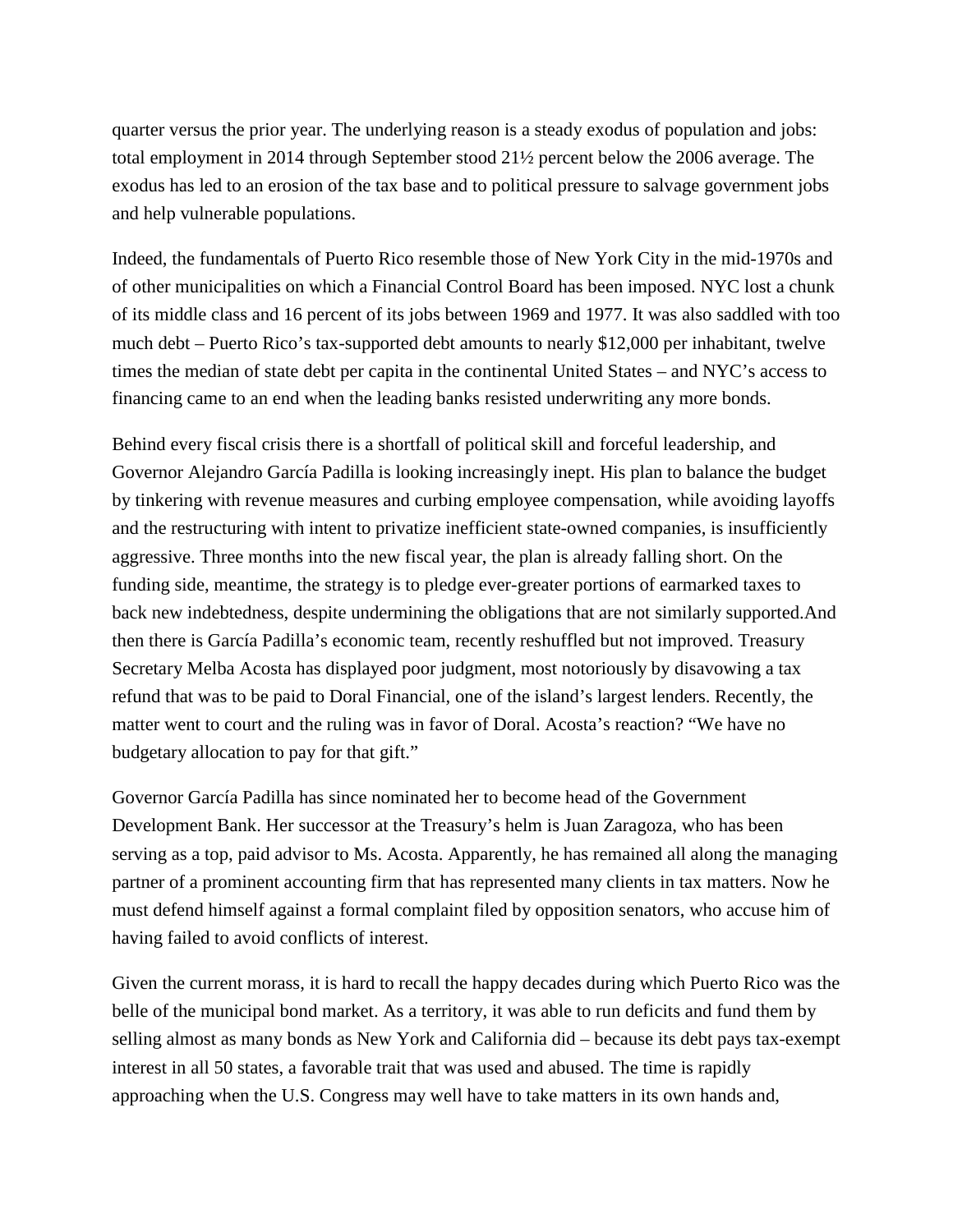quarter versus the prior year. The underlying reason is a steady exodus of population and jobs: total employment in 2014 through September stood 21½ percent below the 2006 average. The exodus has led to an erosion of the tax base and to political pressure to salvage government jobs and help vulnerable populations.

Indeed, the fundamentals of Puerto Rico resemble those of New York City in the mid-1970s and of other municipalities on which a Financial Control Board has been imposed. NYC lost a chunk of its middle class and 16 percent of its jobs between 1969 and 1977. It was also saddled with too much debt – Puerto Rico's tax-supported debt amounts to nearly $12,000 per inhabitant, twelve times the median of state debt per capita in the continental United States – and NYC's access to financing came to an end when the leading banks resisted underwriting any more bonds.

Behind every fiscal crisis there is a shortfall of political skill and forceful leadership, and Governor Alejandro García Padilla is looking increasingly inept. His plan to balance the budget by tinkering with revenue measures and curbing employee compensation, while avoiding layoffs and the restructuring with intent to privatize inefficient state-owned companies, is insufficiently aggressive. Three months into the new fiscal year, the plan is already falling short. On the funding side, meantime, the strategy is to pledge ever-greater portions of earmarked taxes to back new indebtedness, despite undermining the obligations that are not similarly supported.And then there is García Padilla's economic team, recently reshuffled but not improved. Treasury Secretary Melba Acosta has displayed poor judgment, most notoriously by disavowing a tax refund that was to be paid to Doral Financial, one of the island's largest lenders. Recently, the matter went to court and the ruling was in favor of Doral. Acosta's reaction? "We have no budgetary allocation to pay for that gift."

Governor García Padilla has since nominated her to become head of the Government Development Bank. Her successor at the Treasury's helm is Juan Zaragoza, who has been serving as a top, paid advisor to Ms. Acosta. Apparently, he has remained all along the managing partner of a prominent accounting firm that has represented many clients in tax matters. Now he must defend himself against a formal complaint filed by opposition senators, who accuse him of having failed to avoid conflicts of interest.

Given the current morass, it is hard to recall the happy decades during which Puerto Rico was the belle of the municipal bond market. As a territory, it was able to run deficits and fund them by selling almost as many bonds as New York and California did – because its debt pays tax-exempt interest in all 50 states, a favorable trait that was used and abused. The time is rapidly approaching when the U.S. Congress may well have to take matters in its own hands and,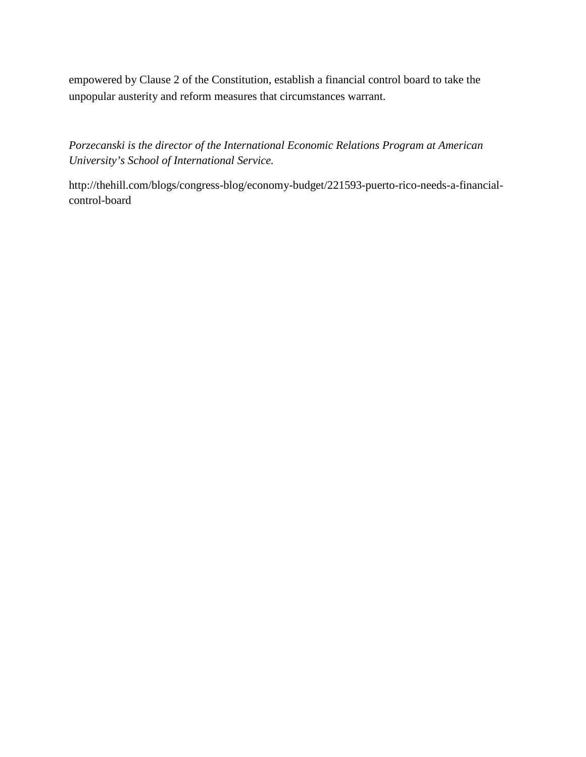empowered by Clause 2 of the Constitution, establish a financial control board to take the unpopular austerity and reform measures that circumstances warrant.

*Porzecanski is the director of the International Economic Relations Program at American University's School of International Service.*

http://thehill.com/blogs/congress-blog/economy-budget/221593-puerto-rico-needs-a-financial-control-board